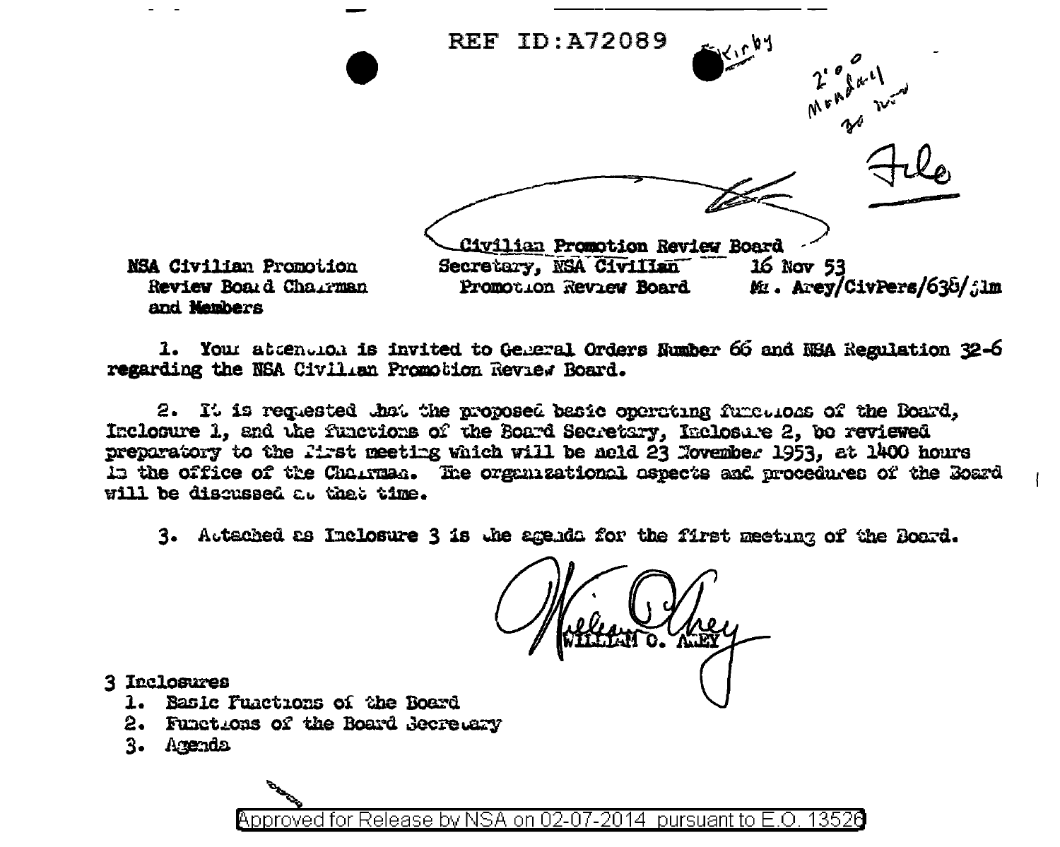REF ID:A72089

Kirby

2:00 Monday 30 Nov

File

Civilian Promotion Review Board

| NSA Civilian Promotion Review Board Chairman and Members | Secretary, NSA Civilian Promotion Review Board | 16 Nov 53 Mr. Arey/CivPers/638/jlm |
|---|---|---|

1. Your attention is invited to General Orders Number 66 and NSA Regulation 32-6 regarding the NSA Civilian Promotion Review Board.

2. It is requested that the proposed basic operating functions of the Board, Inclosure 1, and the functions of the Board Secretary, Inclosure 2, be reviewed preparatory to the first meeting which will be held 23 November 1953, at 1400 hours in the office of the Chairman. The organizational aspects and procedures of the Board will be discussed at that time.

3. Attached as Inclosure 3 is the agenda for the first meeting of the Board.

WILLIAM C. AREY

3 Inclosures

1. Basic Functions of the Board
2. Functions of the Board Secretary
3. Agenda

Approved for Release by NSA on 02-07-2014 pursuant to E.O. 13526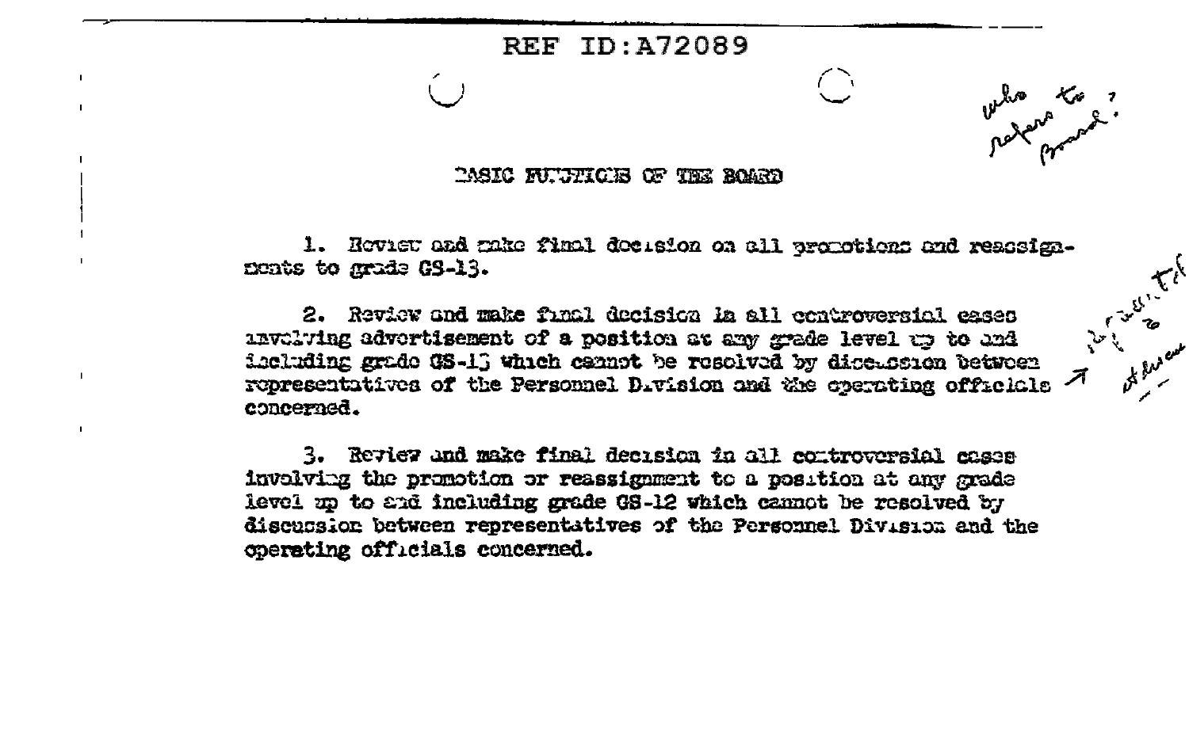REF ID:A72089

who refers to Board?

## BASIC FUNCTIONS OF THE BOARD

1. Review and make final decision on all promotions and reassignments to grade GS-13.

2. Review and make final decision in all controversial cases involving advertisement of a position at any grade level up to and including grade GS-13 which cannot be resolved by discussion between representatives of the Personnel Division and the operating officials concerned.

3. Review and make final decision in all controversial cases involving the promotion or reassignment to a position at any grade level up to and including grade GS-12 which cannot be resolved by discussion between representatives of the Personnel Division and the operating officials concerned.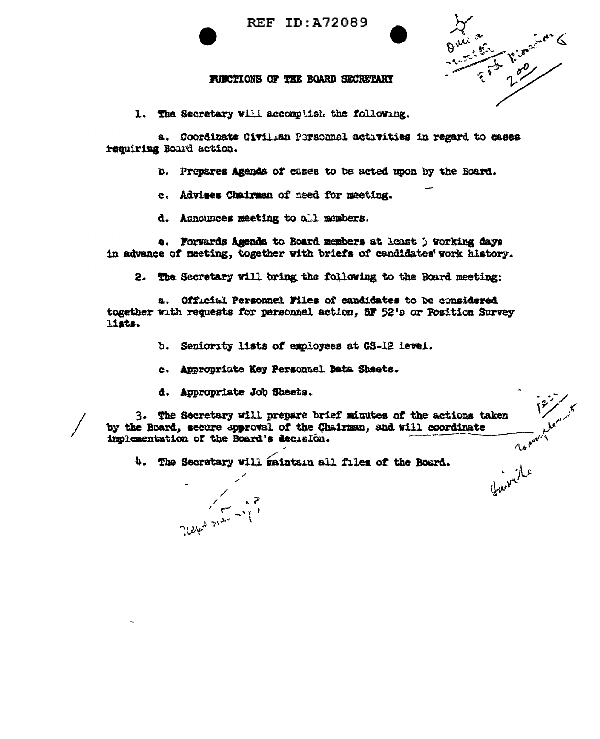## FUNCTIONS OF THE BOARD SECRETARY

1. The Secretary will accomplish the following.

   a. Coordinate Civilian Personnel activities in regard to cases requiring Board action.

   b. Prepares Agenda of cases to be acted upon by the Board.

   c. Advises Chairman of need for meeting.

   d. Announces meeting to all members.

   e. Forwards Agenda to Board members at least 3 working days in advance of meeting, together with briefs of candidates' work history.

2. The Secretary will bring the following to the Board meeting:

   a. Official Personnel Files of candidates to be considered together with requests for personnel action, SF 52's or Position Survey lists.

   b. Seniority lists of employees at GS-12 level.

   c. Appropriate Key Personnel Data Sheets.

   d. Appropriate Job Sheets.

3. The Secretary will prepare brief minutes of the actions taken by the Board, secure approval of the Chairman, and will coordinate implementation of the Board's decision.

4. The Secretary will maintain all files of the Board.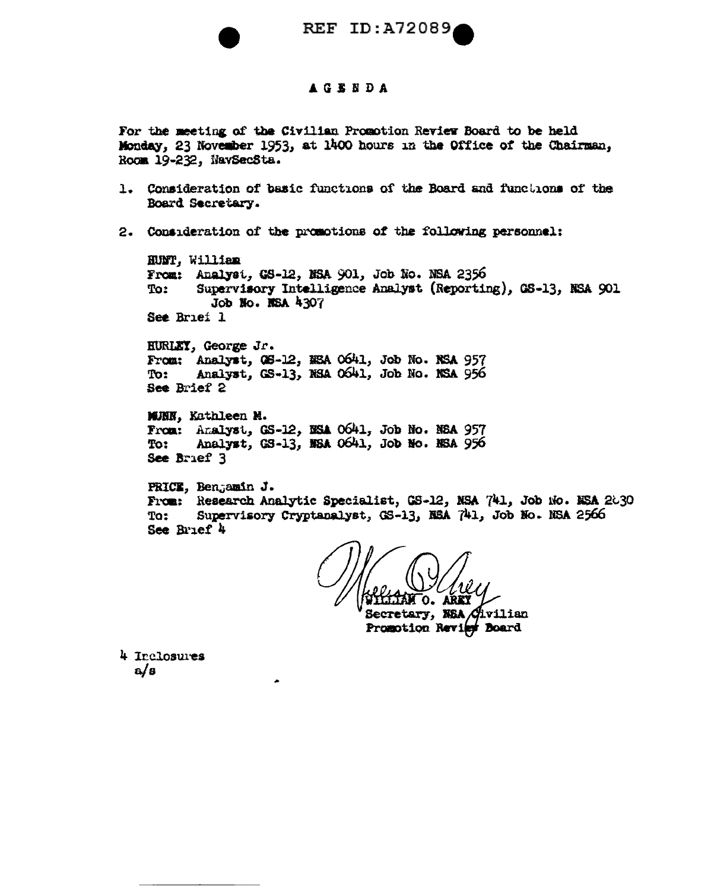REF ID:A72089

# AGENDA

For the meeting of the Civilian Promotion Review Board to be held Monday, 23 November 1953, at 1400 hours in the Office of the Chairman, Room 19-232, NavSecSta.

1. Consideration of basic functions of the Board and functions of the Board Secretary.

2. Consideration of the promotions of the following personnel:

   HUNT, William
   From: Analyst, GS-12, NSA 901, Job No. NSA 2356
   To: Supervisory Intelligence Analyst (Reporting), GS-13, NSA 901 Job No. NSA 4307
   See Brief 1

   HURLEY, George Jr.
   From: Analyst, GS-12, NSA 0641, Job No. NSA 957
   To: Analyst, GS-13, NSA 0641, Job No. NSA 956
   See Brief 2

   MUNN, Kathleen M.
   From: Analyst, GS-12, NSA 0641, Job No. NSA 957
   To: Analyst, GS-13, NSA 0641, Job No. NSA 956
   See Brief 3

   PRICE, Benjamin J.
   From: Research Analytic Specialist, GS-12, NSA 741, Job No. NSA 2630
   To: Supervisory Cryptanalyst, GS-13, NSA 741, Job No. NSA 2566
   See Brief 4

WILLIAM O. AREY
Secretary, NSA Civilian Promotion Review Board

4 Inclosures
a/s